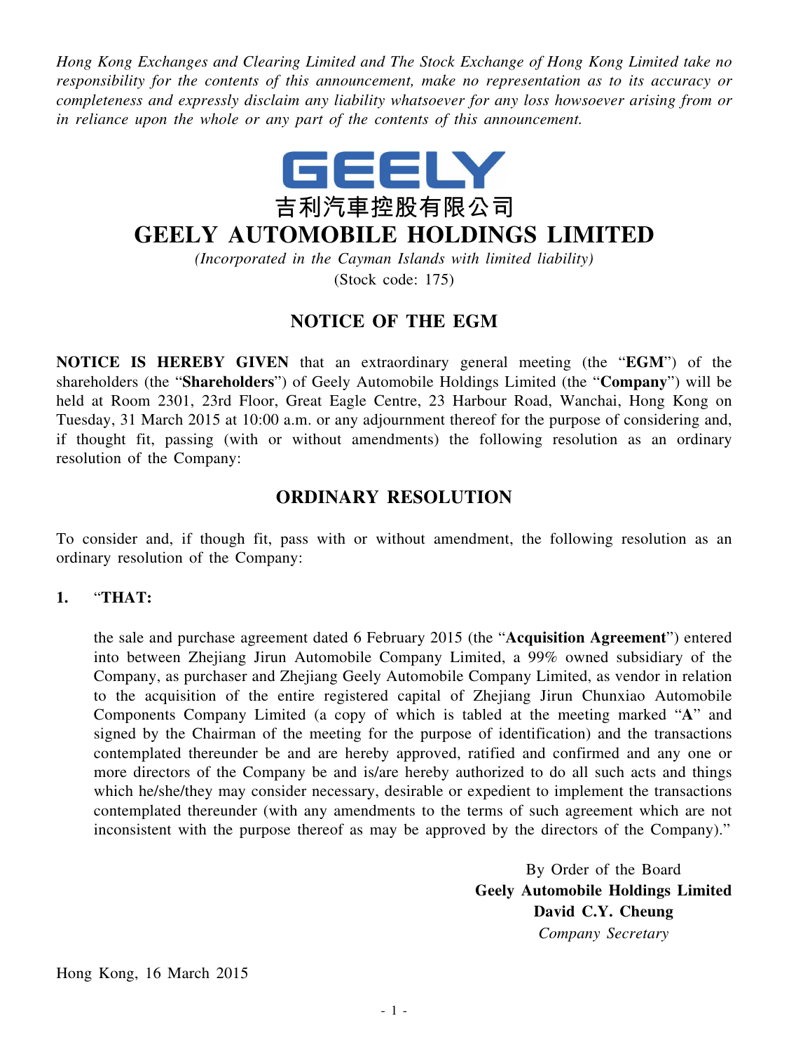*Hong Kong Exchanges and Clearing Limited and The Stock Exchange of Hong Kong Limited take no responsibility for the contents of this announcement, make no representation as to its accuracy or completeness and expressly disclaim any liability whatsoever for any loss howsoever arising from or in reliance upon the whole or any part of the contents of this announcement.*

GEELY

吉利汽車控股有限公司

# GEELY AUTOMOBILE HOLDINGS LIMITED

*(Incorporated in the Cayman Islands with limited liability)*

(Stock code: 175)

## NOTICE OF THE EGM

**NOTICE IS HEREBY GIVEN** that an extraordinary general meeting (the "**EGM**") of the shareholders (the "**Shareholders**") of Geely Automobile Holdings Limited (the "**Company**") will be held at Room 2301, 23rd Floor, Great Eagle Centre, 23 Harbour Road, Wanchai, Hong Kong on Tuesday, 31 March 2015 at 10:00 a.m. or any adjournment thereof for the purpose of considering and, if thought fit, passing (with or without amendments) the following resolution as an ordinary resolution of the Company:

## ORDINARY RESOLUTION

To consider and, if though fit, pass with or without amendment, the following resolution as an ordinary resolution of the Company:

1. "**THAT:**

   the sale and purchase agreement dated 6 February 2015 (the "**Acquisition Agreement**") entered into between Zhejiang Jirun Automobile Company Limited, a 99% owned subsidiary of the Company, as purchaser and Zhejiang Geely Automobile Company Limited, as vendor in relation to the acquisition of the entire registered capital of Zhejiang Jirun Chunxiao Automobile Components Company Limited (a copy of which is tabled at the meeting marked "**A**" and signed by the Chairman of the meeting for the purpose of identification) and the transactions contemplated thereunder be and are hereby approved, ratified and confirmed and any one or more directors of the Company be and is/are hereby authorized to do all such acts and things which he/she/they may consider necessary, desirable or expedient to implement the transactions contemplated thereunder (with any amendments to the terms of such agreement which are not inconsistent with the purpose thereof as may be approved by the directors of the Company)."

By Order of the Board
**Geely Automobile Holdings Limited**
**David C.Y. Cheung**
*Company Secretary*

Hong Kong, 16 March 2015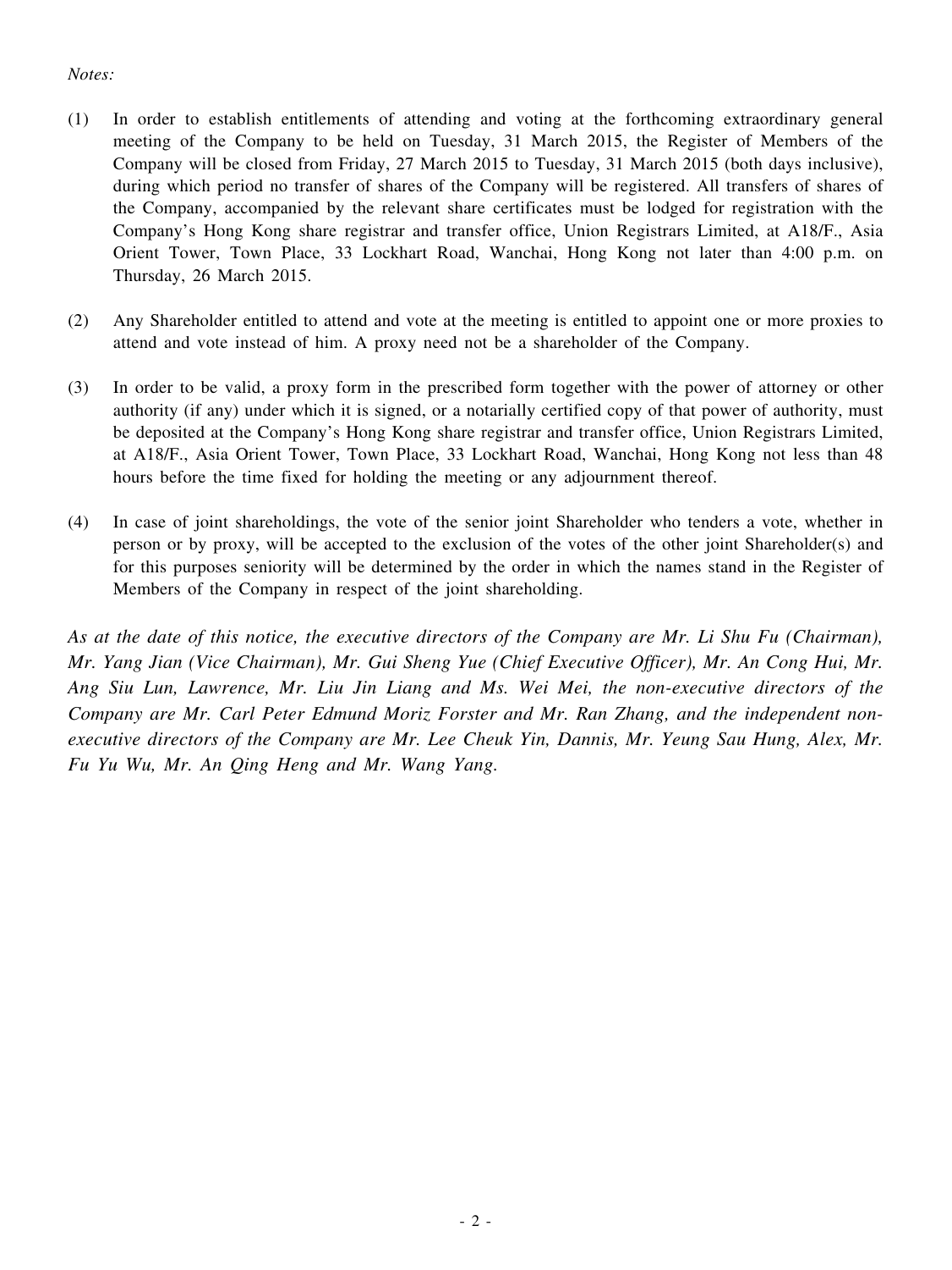*Notes:*

(1) In order to establish entitlements of attending and voting at the forthcoming extraordinary general meeting of the Company to be held on Tuesday, 31 March 2015, the Register of Members of the Company will be closed from Friday, 27 March 2015 to Tuesday, 31 March 2015 (both days inclusive), during which period no transfer of shares of the Company will be registered. All transfers of shares of the Company, accompanied by the relevant share certificates must be lodged for registration with the Company's Hong Kong share registrar and transfer office, Union Registrars Limited, at A18/F., Asia Orient Tower, Town Place, 33 Lockhart Road, Wanchai, Hong Kong not later than 4:00 p.m. on Thursday, 26 March 2015.

(2) Any Shareholder entitled to attend and vote at the meeting is entitled to appoint one or more proxies to attend and vote instead of him. A proxy need not be a shareholder of the Company.

(3) In order to be valid, a proxy form in the prescribed form together with the power of attorney or other authority (if any) under which it is signed, or a notarially certified copy of that power of authority, must be deposited at the Company's Hong Kong share registrar and transfer office, Union Registrars Limited, at A18/F., Asia Orient Tower, Town Place, 33 Lockhart Road, Wanchai, Hong Kong not less than 48 hours before the time fixed for holding the meeting or any adjournment thereof.

(4) In case of joint shareholdings, the vote of the senior joint Shareholder who tenders a vote, whether in person or by proxy, will be accepted to the exclusion of the votes of the other joint Shareholder(s) and for this purposes seniority will be determined by the order in which the names stand in the Register of Members of the Company in respect of the joint shareholding.

*As at the date of this notice, the executive directors of the Company are Mr. Li Shu Fu (Chairman), Mr. Yang Jian (Vice Chairman), Mr. Gui Sheng Yue (Chief Executive Officer), Mr. An Cong Hui, Mr. Ang Siu Lun, Lawrence, Mr. Liu Jin Liang and Ms. Wei Mei, the non-executive directors of the Company are Mr. Carl Peter Edmund Moriz Forster and Mr. Ran Zhang, and the independent non-executive directors of the Company are Mr. Lee Cheuk Yin, Dannis, Mr. Yeung Sau Hung, Alex, Mr. Fu Yu Wu, Mr. An Qing Heng and Mr. Wang Yang.*